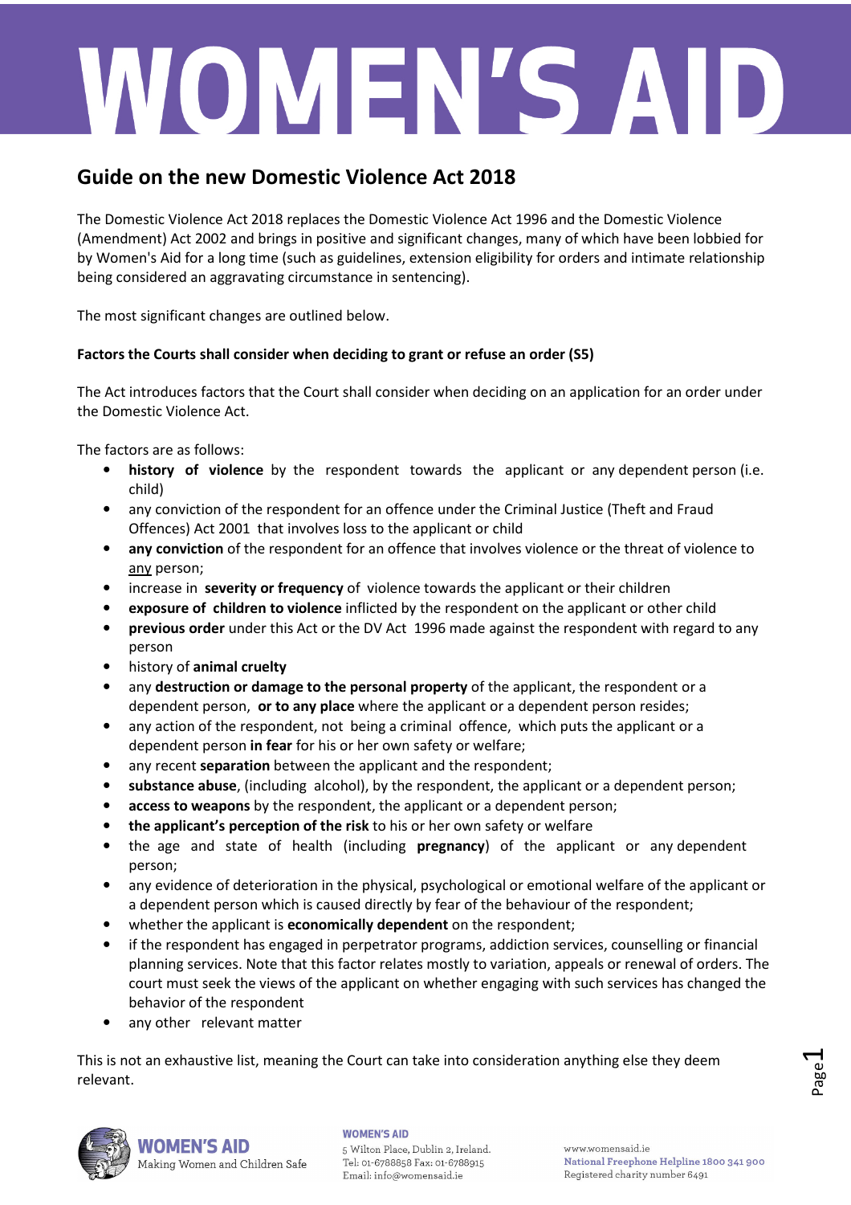# WOMEN'S AID

## Guide on the new Domestic Violence Act 2018

The Domestic Violence Act 2018 replaces the Domestic Violence Act 1996 and the Domestic Violence (Amendment) Act 2002 and brings in positive and significant changes, many of which have been lobbied for by Women's Aid for a long time (such as guidelines, extension eligibility for orders and intimate relationship being considered an aggravating circumstance in sentencing).

The most significant changes are outlined below.

**Factors the Courts shall consider when deciding to grant or refuse an order (S5)**

The Act introduces factors that the Court shall consider when deciding on an application for an order under the Domestic Violence Act.

The factors are as follows:

- **history of violence** by the respondent towards the applicant or any dependent person (i.e. child)
- any conviction of the respondent for an offence under the Criminal Justice (Theft and Fraud Offences) Act 2001 that involves loss to the applicant or child
- **any conviction** of the respondent for an offence that involves violence or the threat of violence to any person;
- increase in **severity or frequency** of violence towards the applicant or their children
- **exposure of children to violence** inflicted by the respondent on the applicant or other child
- **previous order** under this Act or the DV Act 1996 made against the respondent with regard to any person
- history of **animal cruelty**
- any **destruction or damage to the personal property** of the applicant, the respondent or a dependent person, **or to any place** where the applicant or a dependent person resides;
- any action of the respondent, not being a criminal offence, which puts the applicant or a dependent person **in fear** for his or her own safety or welfare;
- any recent **separation** between the applicant and the respondent;
- **substance abuse**, (including alcohol), by the respondent, the applicant or a dependent person;
- **access to weapons** by the respondent, the applicant or a dependent person;
- **the applicant's perception of the risk** to his or her own safety or welfare
- the age and state of health (including **pregnancy**) of the applicant or any dependent person;
- any evidence of deterioration in the physical, psychological or emotional welfare of the applicant or a dependent person which is caused directly by fear of the behaviour of the respondent;
- whether the applicant is **economically dependent** on the respondent;
- if the respondent has engaged in perpetrator programs, addiction services, counselling or financial planning services. Note that this factor relates mostly to variation, appeals or renewal of orders. The court must seek the views of the applicant on whether engaging with such services has changed the behavior of the respondent
- any other relevant matter

This is not an exhaustive list, meaning the Court can take into consideration anything else they deem relevant.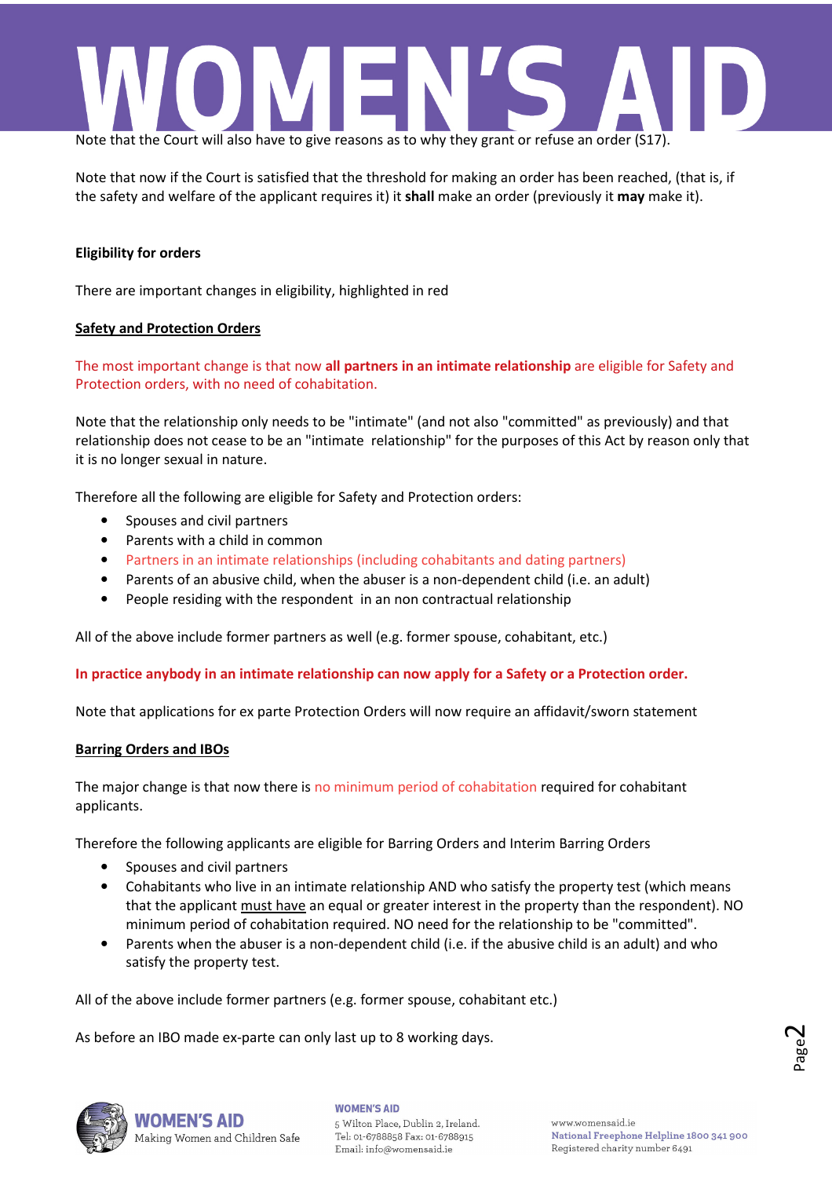Note that the Court will also have to give reasons as to why they grant or refuse an order (S17).

Note that now if the Court is satisfied that the threshold for making an order has been reached, (that is, if the safety and welfare of the applicant requires it) it **shall** make an order (previously it **may** make it).

**Eligibility for orders**

There are important changes in eligibility, highlighted in red

**Safety and Protection Orders**

The most important change is that now **all partners in an intimate relationship** are eligible for Safety and Protection orders, with no need of cohabitation.

Note that the relationship only needs to be "intimate" (and not also "committed" as previously) and that relationship does not cease to be an "intimate relationship" for the purposes of this Act by reason only that it is no longer sexual in nature.

Therefore all the following are eligible for Safety and Protection orders:

- Spouses and civil partners
- Parents with a child in common
- Partners in an intimate relationships (including cohabitants and dating partners)
- Parents of an abusive child, when the abuser is a non-dependent child (i.e. an adult)
- People residing with the respondent in an non contractual relationship

All of the above include former partners as well (e.g. former spouse, cohabitant, etc.)

**In practice anybody in an intimate relationship can now apply for a Safety or a Protection order.**

Note that applications for ex parte Protection Orders will now require an affidavit/sworn statement

**Barring Orders and IBOs**

The major change is that now there is no minimum period of cohabitation required for cohabitant applicants.

Therefore the following applicants are eligible for Barring Orders and Interim Barring Orders

- Spouses and civil partners
- Cohabitants who live in an intimate relationship AND who satisfy the property test (which means that the applicant must have an equal or greater interest in the property than the respondent). NO minimum period of cohabitation required. NO need for the relationship to be "committed".
- Parents when the abuser is a non-dependent child (i.e. if the abusive child is an adult) and who satisfy the property test.

All of the above include former partners (e.g. former spouse, cohabitant etc.)

As before an IBO made ex-parte can only last up to 8 working days.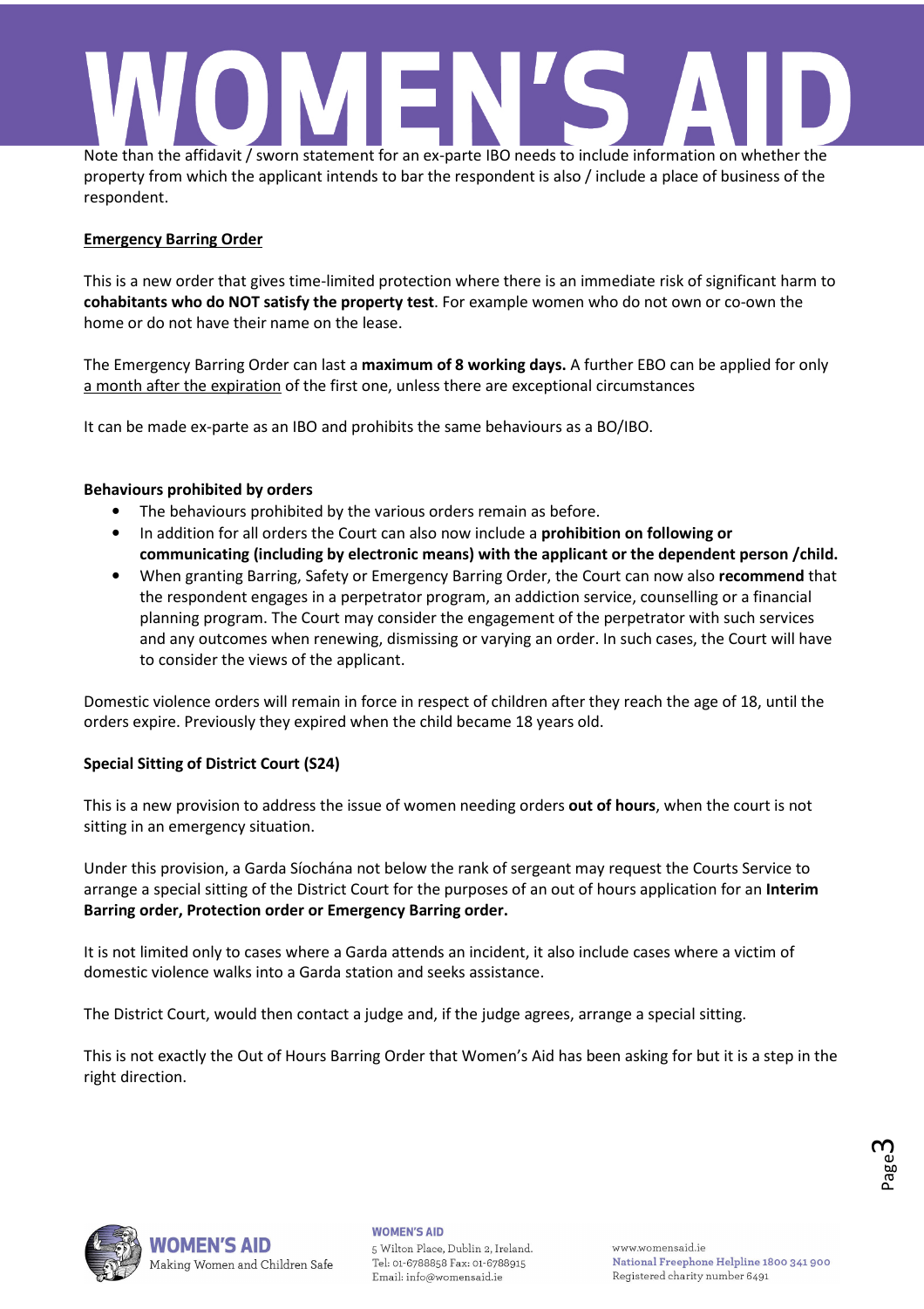Note than the affidavit / sworn statement for an ex-parte IBO needs to include information on whether the property from which the applicant intends to bar the respondent is also / include a place of business of the respondent.

**Emergency Barring Order**

This is a new order that gives time-limited protection where there is an immediate risk of significant harm to **cohabitants who do NOT satisfy the property test**. For example women who do not own or co-own the home or do not have their name on the lease.

The Emergency Barring Order can last a **maximum of 8 working days.** A further EBO can be applied for only a month after the expiration of the first one, unless there are exceptional circumstances

It can be made ex-parte as an IBO and prohibits the same behaviours as a BO/IBO.

**Behaviours prohibited by orders**

- The behaviours prohibited by the various orders remain as before.
- In addition for all orders the Court can also now include a **prohibition on following or communicating (including by electronic means) with the applicant or the dependent person /child.**
- When granting Barring, Safety or Emergency Barring Order, the Court can now also **recommend** that the respondent engages in a perpetrator program, an addiction service, counselling or a financial planning program. The Court may consider the engagement of the perpetrator with such services and any outcomes when renewing, dismissing or varying an order. In such cases, the Court will have to consider the views of the applicant.

Domestic violence orders will remain in force in respect of children after they reach the age of 18, until the orders expire. Previously they expired when the child became 18 years old.

**Special Sitting of District Court (S24)**

This is a new provision to address the issue of women needing orders **out of hours**, when the court is not sitting in an emergency situation.

Under this provision, a Garda Síochána not below the rank of sergeant may request the Courts Service to arrange a special sitting of the District Court for the purposes of an out of hours application for an **Interim Barring order, Protection order or Emergency Barring order.**

It is not limited only to cases where a Garda attends an incident, it also include cases where a victim of domestic violence walks into a Garda station and seeks assistance.

The District Court, would then contact a judge and, if the judge agrees, arrange a special sitting.

This is not exactly the Out of Hours Barring Order that Women's Aid has been asking for but it is a step in the right direction.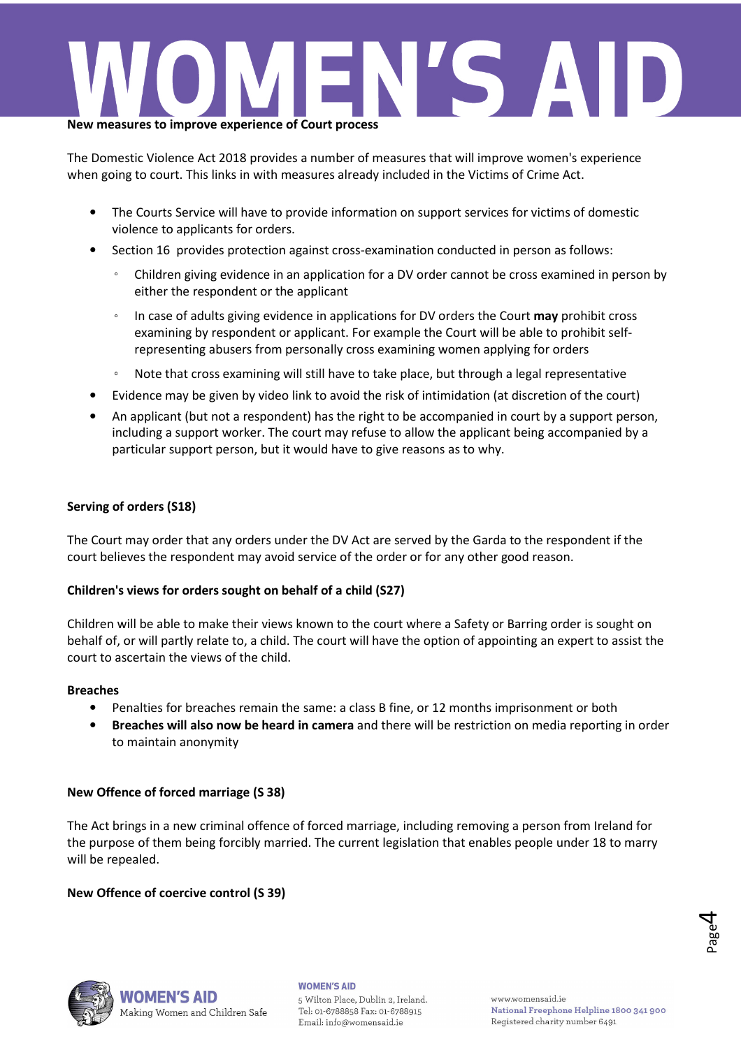**New measures to improve experience of Court process**

The Domestic Violence Act 2018 provides a number of measures that will improve women's experience when going to court. This links in with measures already included in the Victims of Crime Act.

- The Courts Service will have to provide information on support services for victims of domestic violence to applicants for orders.
- Section 16 provides protection against cross-examination conducted in person as follows:
  - Children giving evidence in an application for a DV order cannot be cross examined in person by either the respondent or the applicant
  - In case of adults giving evidence in applications for DV orders the Court **may** prohibit cross examining by respondent or applicant. For example the Court will be able to prohibit self-representing abusers from personally cross examining women applying for orders
  - Note that cross examining will still have to take place, but through a legal representative
- Evidence may be given by video link to avoid the risk of intimidation (at discretion of the court)
- An applicant (but not a respondent) has the right to be accompanied in court by a support person, including a support worker. The court may refuse to allow the applicant being accompanied by a particular support person, but it would have to give reasons as to why.

**Serving of orders (S18)**

The Court may order that any orders under the DV Act are served by the Garda to the respondent if the court believes the respondent may avoid service of the order or for any other good reason.

**Children's views for orders sought on behalf of a child (S27)**

Children will be able to make their views known to the court where a Safety or Barring order is sought on behalf of, or will partly relate to, a child. The court will have the option of appointing an expert to assist the court to ascertain the views of the child.

**Breaches**

- Penalties for breaches remain the same: a class B fine, or 12 months imprisonment or both
- **Breaches will also now be heard in camera** and there will be restriction on media reporting in order to maintain anonymity

**New Offence of forced marriage (S 38)**

The Act brings in a new criminal offence of forced marriage, including removing a person from Ireland for the purpose of them being forcibly married. The current legislation that enables people under 18 to marry will be repealed.

**New Offence of coercive control (S 39)**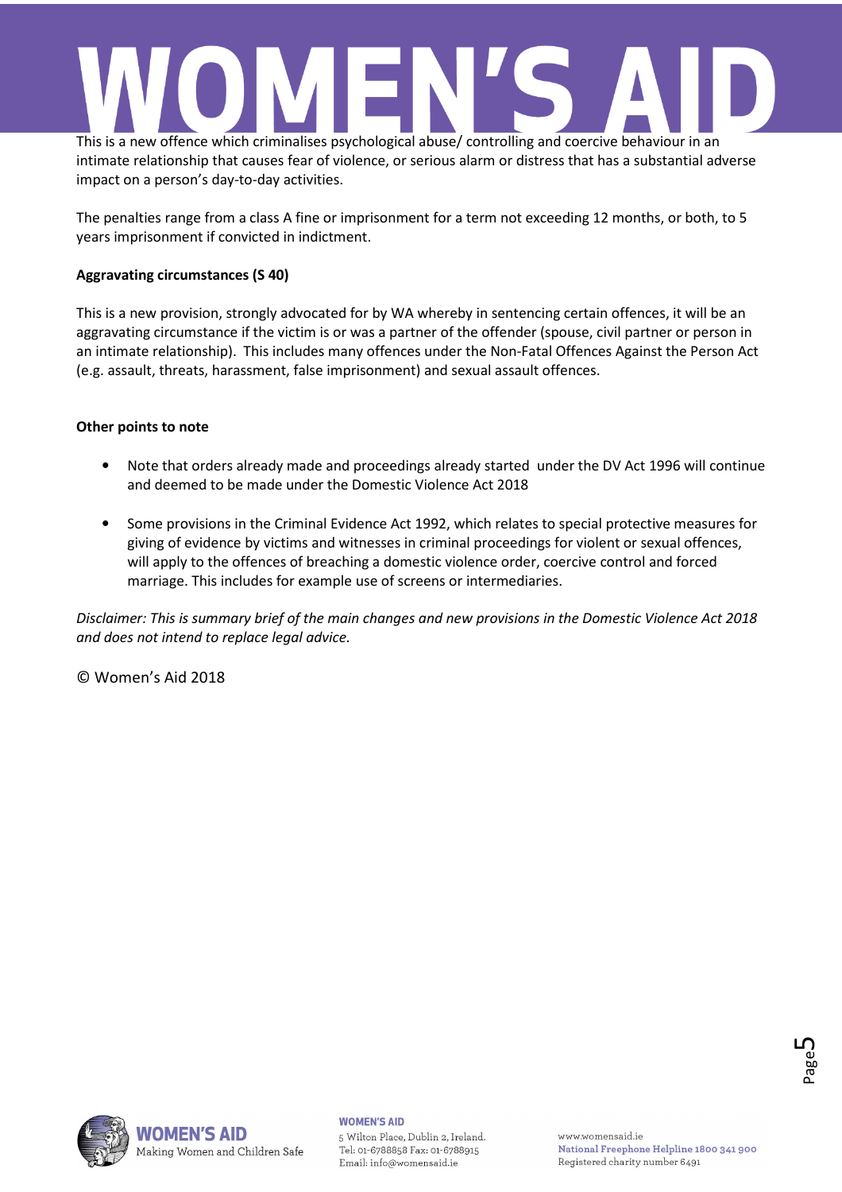This is a new offence which criminalises psychological abuse/ controlling and coercive behaviour in an intimate relationship that causes fear of violence, or serious alarm or distress that has a substantial adverse impact on a person's day-to-day activities.

The penalties range from a class A fine or imprisonment for a term not exceeding 12 months, or both, to 5 years imprisonment if convicted in indictment.

**Aggravating circumstances (S 40)**

This is a new provision, strongly advocated for by WA whereby in sentencing certain offences, it will be an aggravating circumstance if the victim is or was a partner of the offender (spouse, civil partner or person in an intimate relationship). This includes many offences under the Non-Fatal Offences Against the Person Act (e.g. assault, threats, harassment, false imprisonment) and sexual assault offences.

**Other points to note**

- Note that orders already made and proceedings already started under the DV Act 1996 will continue and deemed to be made under the Domestic Violence Act 2018
- Some provisions in the Criminal Evidence Act 1992, which relates to special protective measures for giving of evidence by victims and witnesses in criminal proceedings for violent or sexual offences, will apply to the offences of breaching a domestic violence order, coercive control and forced marriage. This includes for example use of screens or intermediaries.

*Disclaimer: This is summary brief of the main changes and new provisions in the Domestic Violence Act 2018 and does not intend to replace legal advice.*

© Women's Aid 2018